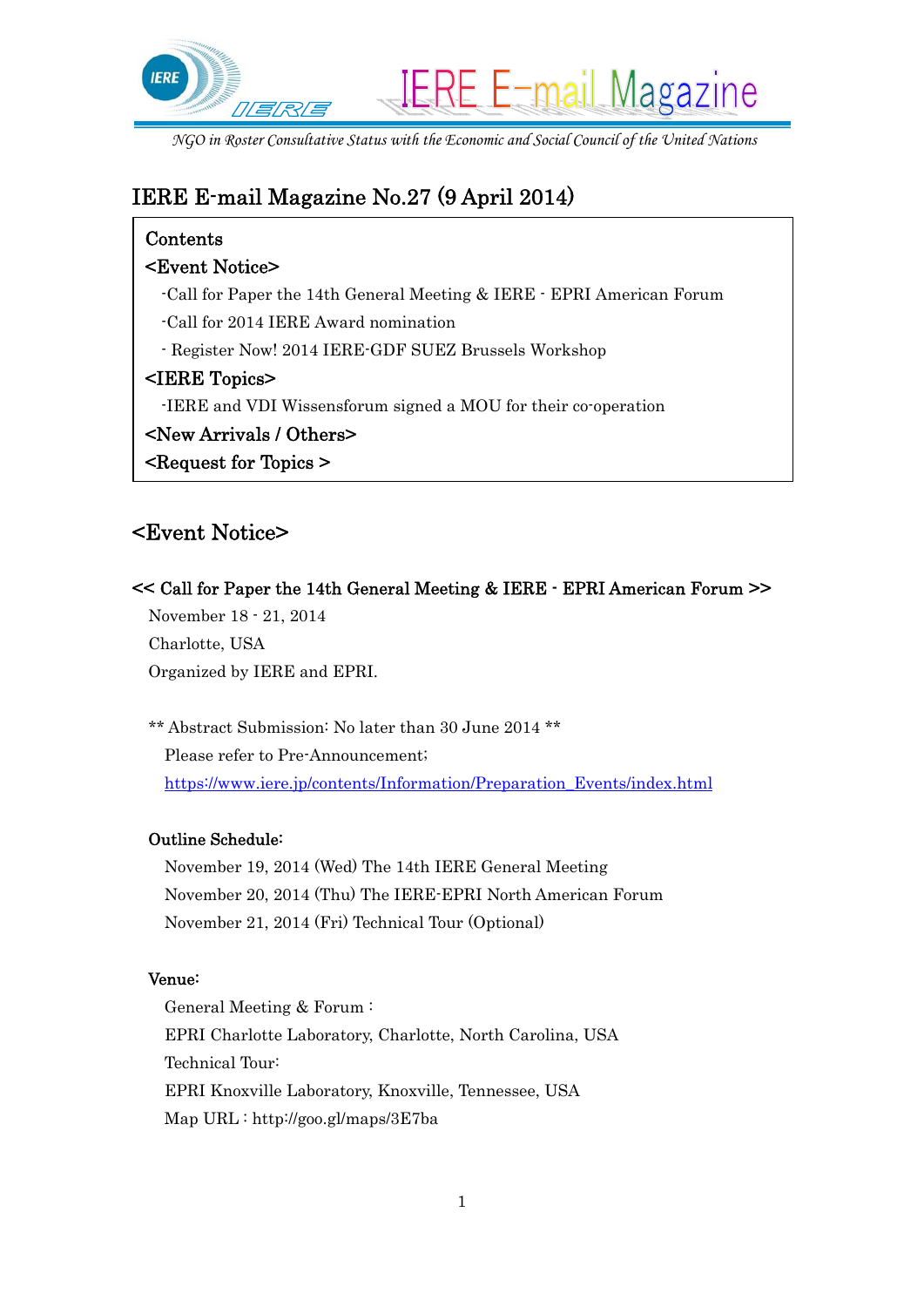# IERE E-mail Magazine

*NGO in Roster Consultative Status with the Economic and Social Council of the United Nations*

## IERE E-mail Magazine No.27 (9 April 2014)

Contents

<Event Notice>

- Call for Paper the 14th General Meeting & IERE - EPRI American Forum
- Call for 2014 IERE Award nomination
- Register Now! 2014 IERE-GDF SUEZ Brussels Workshop

<IERE Topics>

- IERE and VDI Wissensforum signed a MOU for their co-operation

<New Arrivals / Others>

<Request for Topics >

## <Event Notice>

### << Call for Paper the 14th General Meeting & IERE - EPRI American Forum >>

November 18 - 21, 2014

Charlotte, USA

Organized by IERE and EPRI.

** Abstract Submission: No later than 30 June 2014 **

Please refer to Pre-Announcement;

https://www.iere.jp/contents/Information/Preparation_Events/index.html

**Outline Schedule:**

November 19, 2014 (Wed) The 14th IERE General Meeting

November 20, 2014 (Thu) The IERE-EPRI North American Forum

November 21, 2014 (Fri) Technical Tour (Optional)

**Venue:**

General Meeting & Forum :

EPRI Charlotte Laboratory, Charlotte, North Carolina, USA

Technical Tour:

EPRI Knoxville Laboratory, Knoxville, Tennessee, USA

Map URL : http://goo.gl/maps/3E7ba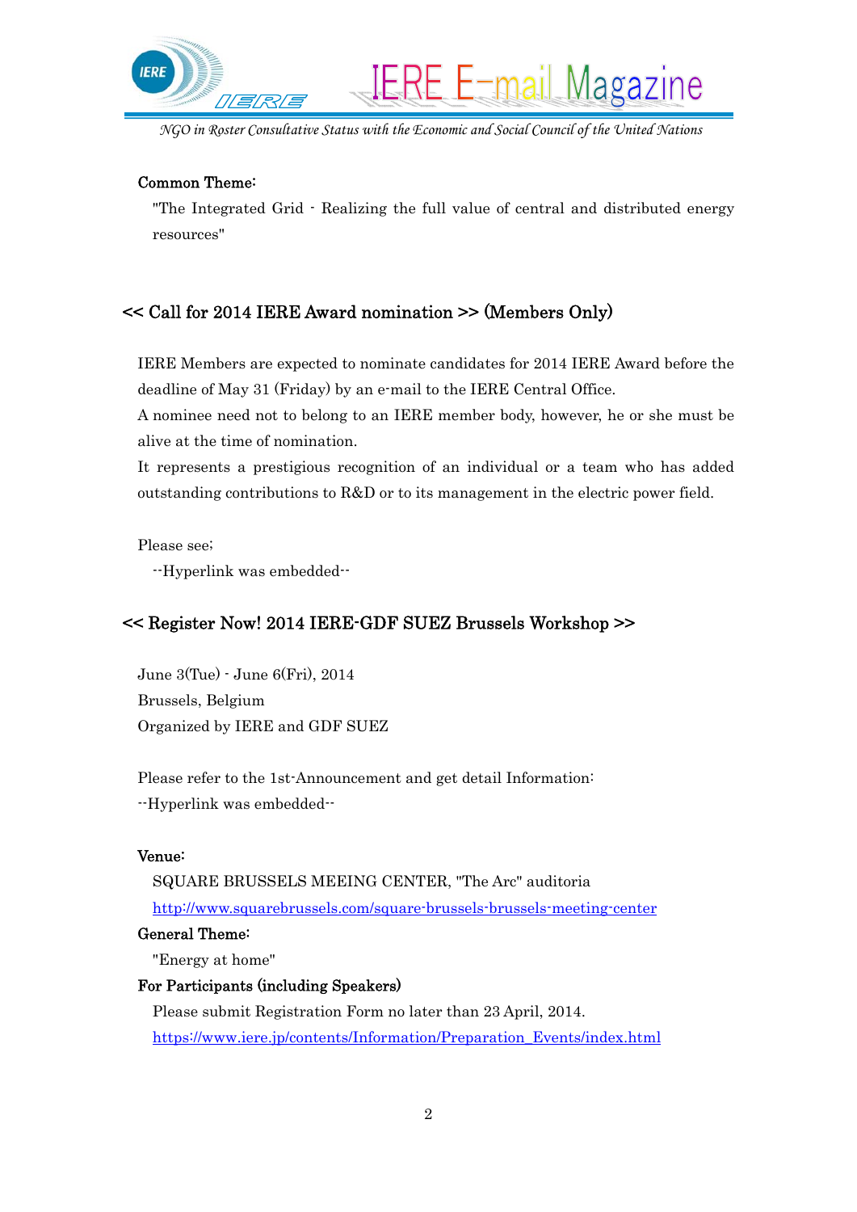Common Theme:

"The Integrated Grid - Realizing the full value of central and distributed energy resources"

## << Call for 2014 IERE Award nomination >> (Members Only)

IERE Members are expected to nominate candidates for 2014 IERE Award before the deadline of May 31 (Friday) by an e-mail to the IERE Central Office.

A nominee need not to belong to an IERE member body, however, he or she must be alive at the time of nomination.

It represents a prestigious recognition of an individual or a team who has added outstanding contributions to R&D or to its management in the electric power field.

Please see;

--Hyperlink was embedded--

## << Register Now! 2014 IERE-GDF SUEZ Brussels Workshop >>

June 3(Tue) - June 6(Fri), 2014

Brussels, Belgium

Organized by IERE and GDF SUEZ

Please refer to the 1st-Announcement and get detail Information:

--Hyperlink was embedded--

Venue:

SQUARE BRUSSELS MEEING CENTER, "The Arc" auditoria

http://www.squarebrussels.com/square-brussels-brussels-meeting-center

General Theme:

"Energy at home"

For Participants (including Speakers)

Please submit Registration Form no later than 23 April, 2014.

https://www.iere.jp/contents/Information/Preparation_Events/index.html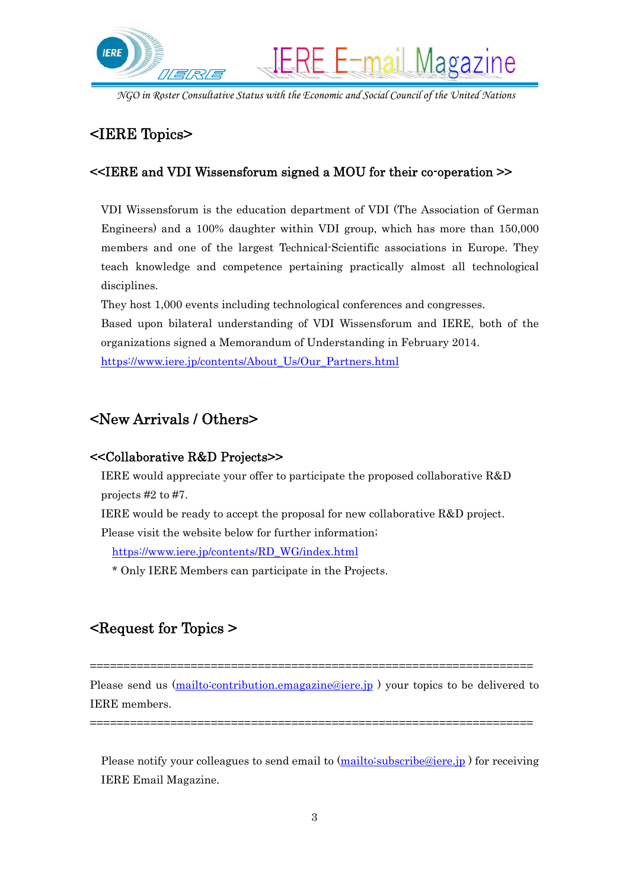## <IERE Topics>

### <<IERE and VDI Wissensforum signed a MOU for their co-operation >>

VDI Wissensforum is the education department of VDI (The Association of German Engineers) and a 100% daughter within VDI group, which has more than 150,000 members and one of the largest Technical-Scientific associations in Europe. They teach knowledge and competence pertaining practically almost all technological disciplines.

They host 1,000 events including technological conferences and congresses.

Based upon bilateral understanding of VDI Wissensforum and IERE, both of the organizations signed a Memorandum of Understanding in February 2014.

https://www.iere.jp/contents/About_Us/Our_Partners.html

## <New Arrivals / Others>

### <<Collaborative R&D Projects>>

IERE would appreciate your offer to participate the proposed collaborative R&D projects #2 to #7.

IERE would be ready to accept the proposal for new collaborative R&D project.

Please visit the website below for further information;

https://www.iere.jp/contents/RD_WG/index.html

* Only IERE Members can participate in the Projects.

## <Request for Topics >

====================================================================

Please send us (mailto:contribution.emagazine@iere.jp ) your topics to be delivered to IERE members.

====================================================================

Please notify your colleagues to send email to (mailto:subscribe@iere.jp ) for receiving IERE Email Magazine.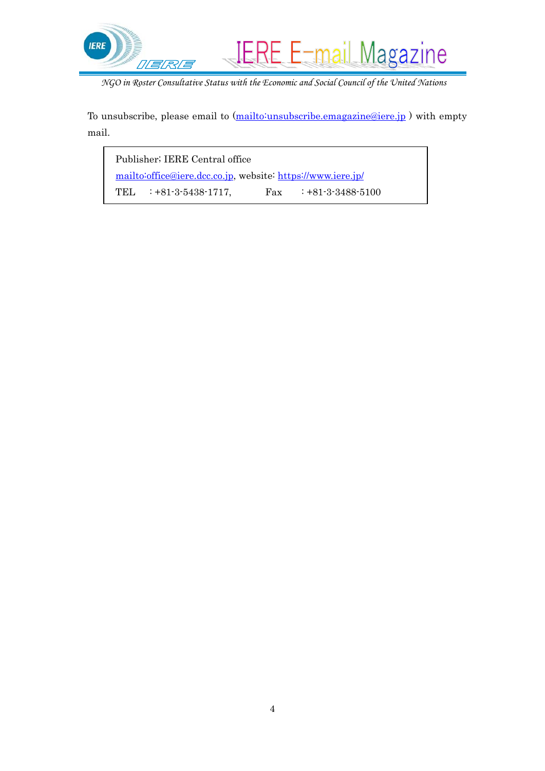To unsubscribe, please email to (mailto:unsubscribe.emagazine@iere.jp ) with empty mail.

| |
|---|
| Publisher; IERE Central office |
| mailto:office@iere.dcc.co.jp, website: https://www.iere.jp/ |
| TEL : +81-3-5438-1717, Fax : +81-3-3488-5100 |